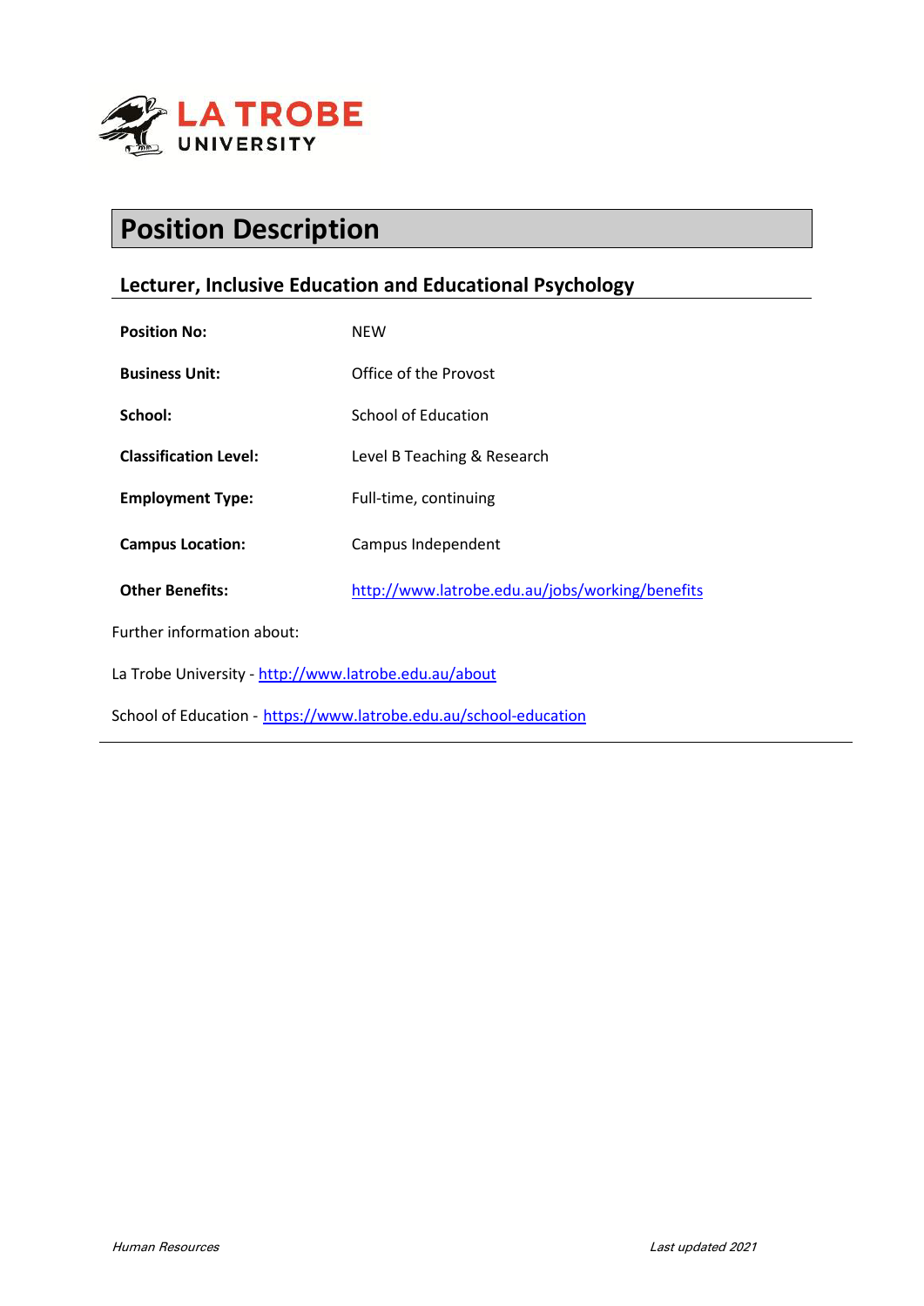# Position Description

## Lecturer, Inclusive Education and Educational Psychology

**Position No:** NEW

**Business Unit:** Office of the Provost

**School:** School of Education

**Classification Level:** Level B Teaching & Research

**Employment Type:** Full-time, continuing

**Campus Location:** Campus Independent

**Other Benefits:** http://www.latrobe.edu.au/jobs/working/benefits

Further information about:

La Trobe University - http://www.latrobe.edu.au/about

School of Education - https://www.latrobe.edu.au/school-education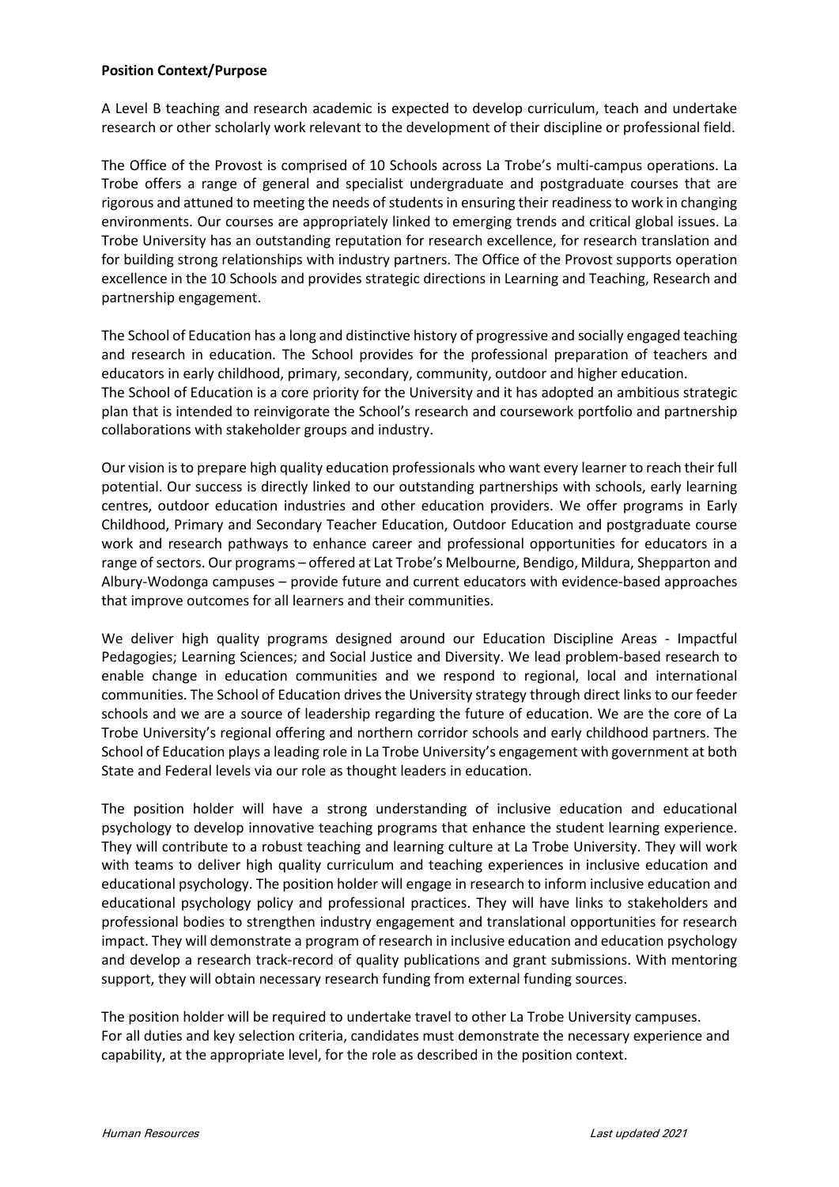**Position Context/Purpose**

A Level B teaching and research academic is expected to develop curriculum, teach and undertake research or other scholarly work relevant to the development of their discipline or professional field.

The Office of the Provost is comprised of 10 Schools across La Trobe's multi-campus operations. La Trobe offers a range of general and specialist undergraduate and postgraduate courses that are rigorous and attuned to meeting the needs of students in ensuring their readiness to work in changing environments. Our courses are appropriately linked to emerging trends and critical global issues. La Trobe University has an outstanding reputation for research excellence, for research translation and for building strong relationships with industry partners. The Office of the Provost supports operation excellence in the 10 Schools and provides strategic directions in Learning and Teaching, Research and partnership engagement.

The School of Education has a long and distinctive history of progressive and socially engaged teaching and research in education. The School provides for the professional preparation of teachers and educators in early childhood, primary, secondary, community, outdoor and higher education.
The School of Education is a core priority for the University and it has adopted an ambitious strategic plan that is intended to reinvigorate the School's research and coursework portfolio and partnership collaborations with stakeholder groups and industry.

Our vision is to prepare high quality education professionals who want every learner to reach their full potential. Our success is directly linked to our outstanding partnerships with schools, early learning centres, outdoor education industries and other education providers. We offer programs in Early Childhood, Primary and Secondary Teacher Education, Outdoor Education and postgraduate course work and research pathways to enhance career and professional opportunities for educators in a range of sectors. Our programs – offered at Lat Trobe's Melbourne, Bendigo, Mildura, Shepparton and Albury-Wodonga campuses – provide future and current educators with evidence-based approaches that improve outcomes for all learners and their communities.

We deliver high quality programs designed around our Education Discipline Areas - Impactful Pedagogies; Learning Sciences; and Social Justice and Diversity. We lead problem-based research to enable change in education communities and we respond to regional, local and international communities. The School of Education drives the University strategy through direct links to our feeder schools and we are a source of leadership regarding the future of education. We are the core of La Trobe University's regional offering and northern corridor schools and early childhood partners. The School of Education plays a leading role in La Trobe University's engagement with government at both State and Federal levels via our role as thought leaders in education.

The position holder will have a strong understanding of inclusive education and educational psychology to develop innovative teaching programs that enhance the student learning experience. They will contribute to a robust teaching and learning culture at La Trobe University. They will work with teams to deliver high quality curriculum and teaching experiences in inclusive education and educational psychology. The position holder will engage in research to inform inclusive education and educational psychology policy and professional practices. They will have links to stakeholders and professional bodies to strengthen industry engagement and translational opportunities for research impact. They will demonstrate a program of research in inclusive education and education psychology and develop a research track-record of quality publications and grant submissions. With mentoring support, they will obtain necessary research funding from external funding sources.

The position holder will be required to undertake travel to other La Trobe University campuses.
For all duties and key selection criteria, candidates must demonstrate the necessary experience and capability, at the appropriate level, for the role as described in the position context.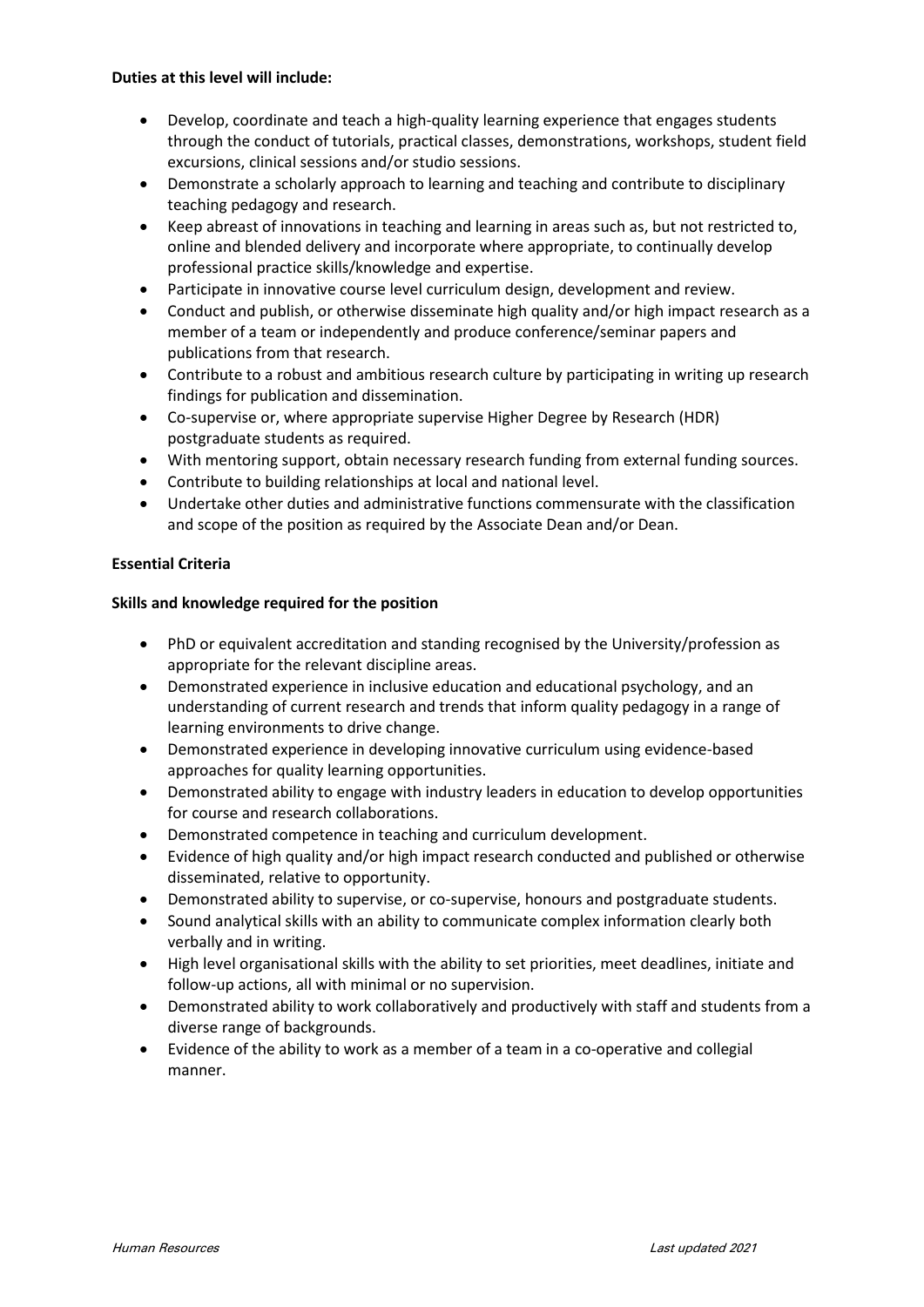**Duties at this level will include:**

- Develop, coordinate and teach a high-quality learning experience that engages students through the conduct of tutorials, practical classes, demonstrations, workshops, student field excursions, clinical sessions and/or studio sessions.
- Demonstrate a scholarly approach to learning and teaching and contribute to disciplinary teaching pedagogy and research.
- Keep abreast of innovations in teaching and learning in areas such as, but not restricted to, online and blended delivery and incorporate where appropriate, to continually develop professional practice skills/knowledge and expertise.
- Participate in innovative course level curriculum design, development and review.
- Conduct and publish, or otherwise disseminate high quality and/or high impact research as a member of a team or independently and produce conference/seminar papers and publications from that research.
- Contribute to a robust and ambitious research culture by participating in writing up research findings for publication and dissemination.
- Co-supervise or, where appropriate supervise Higher Degree by Research (HDR) postgraduate students as required.
- With mentoring support, obtain necessary research funding from external funding sources.
- Contribute to building relationships at local and national level.
- Undertake other duties and administrative functions commensurate with the classification and scope of the position as required by the Associate Dean and/or Dean.

**Essential Criteria**

**Skills and knowledge required for the position**

- PhD or equivalent accreditation and standing recognised by the University/profession as appropriate for the relevant discipline areas.
- Demonstrated experience in inclusive education and educational psychology, and an understanding of current research and trends that inform quality pedagogy in a range of learning environments to drive change.
- Demonstrated experience in developing innovative curriculum using evidence-based approaches for quality learning opportunities.
- Demonstrated ability to engage with industry leaders in education to develop opportunities for course and research collaborations.
- Demonstrated competence in teaching and curriculum development.
- Evidence of high quality and/or high impact research conducted and published or otherwise disseminated, relative to opportunity.
- Demonstrated ability to supervise, or co-supervise, honours and postgraduate students.
- Sound analytical skills with an ability to communicate complex information clearly both verbally and in writing.
- High level organisational skills with the ability to set priorities, meet deadlines, initiate and follow-up actions, all with minimal or no supervision.
- Demonstrated ability to work collaboratively and productively with staff and students from a diverse range of backgrounds.
- Evidence of the ability to work as a member of a team in a co-operative and collegial manner.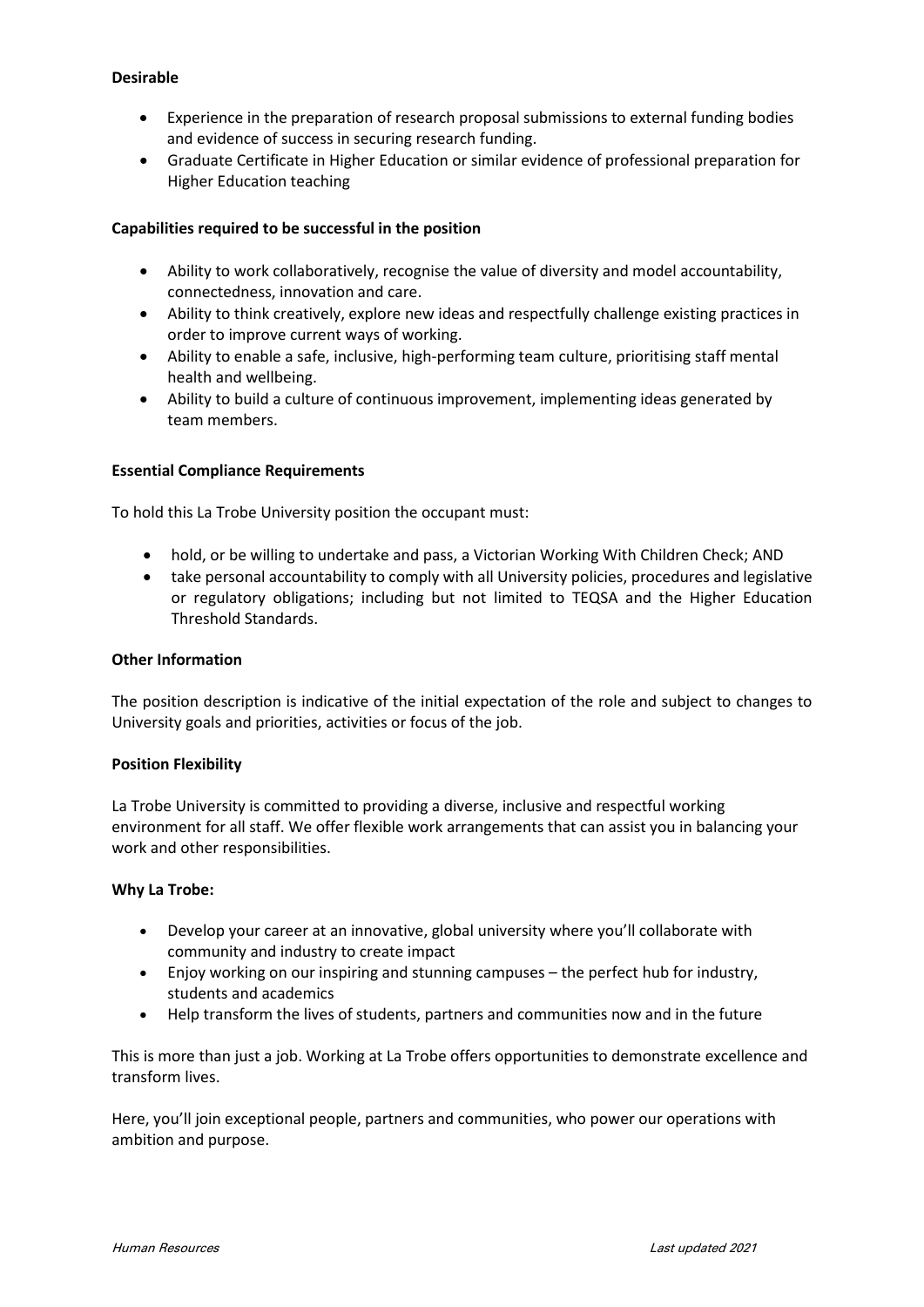**Desirable**

- Experience in the preparation of research proposal submissions to external funding bodies and evidence of success in securing research funding.
- Graduate Certificate in Higher Education or similar evidence of professional preparation for Higher Education teaching

**Capabilities required to be successful in the position**

- Ability to work collaboratively, recognise the value of diversity and model accountability, connectedness, innovation and care.
- Ability to think creatively, explore new ideas and respectfully challenge existing practices in order to improve current ways of working.
- Ability to enable a safe, inclusive, high-performing team culture, prioritising staff mental health and wellbeing.
- Ability to build a culture of continuous improvement, implementing ideas generated by team members.

**Essential Compliance Requirements**

To hold this La Trobe University position the occupant must:

- hold, or be willing to undertake and pass, a Victorian Working With Children Check; AND
- take personal accountability to comply with all University policies, procedures and legislative or regulatory obligations; including but not limited to TEQSA and the Higher Education Threshold Standards.

**Other Information**

The position description is indicative of the initial expectation of the role and subject to changes to University goals and priorities, activities or focus of the job.

**Position Flexibility**

La Trobe University is committed to providing a diverse, inclusive and respectful working environment for all staff. We offer flexible work arrangements that can assist you in balancing your work and other responsibilities.

**Why La Trobe:**

- Develop your career at an innovative, global university where you'll collaborate with community and industry to create impact
- Enjoy working on our inspiring and stunning campuses – the perfect hub for industry, students and academics
- Help transform the lives of students, partners and communities now and in the future

This is more than just a job. Working at La Trobe offers opportunities to demonstrate excellence and transform lives.

Here, you'll join exceptional people, partners and communities, who power our operations with ambition and purpose.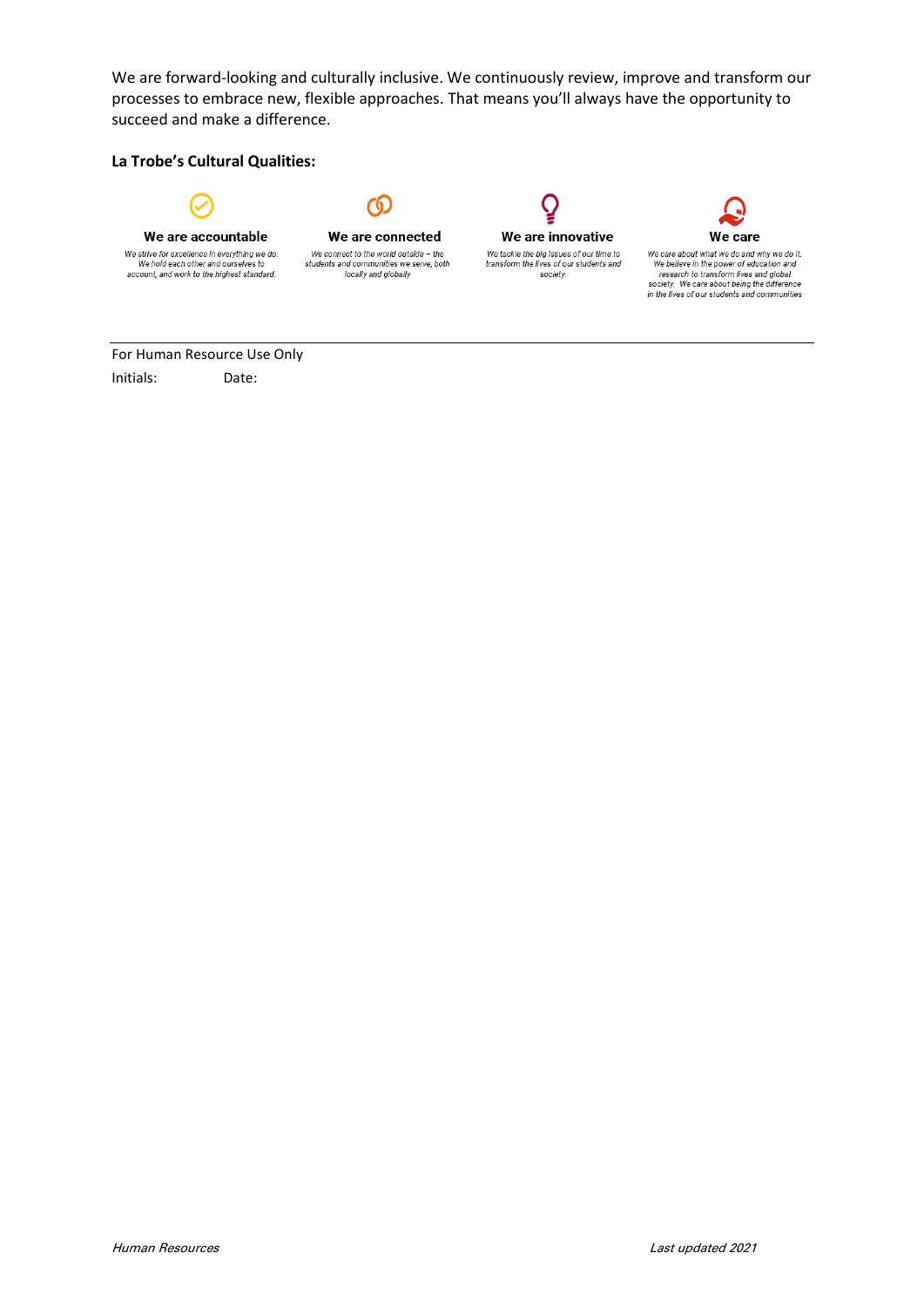We are forward-looking and culturally inclusive. We continuously review, improve and transform our processes to embrace new, flexible approaches. That means you'll always have the opportunity to succeed and make a difference.

**La Trobe's Cultural Qualities:**

**We are accountable**

*We strive for excellence in everything we do. We hold each other and ourselves to account, and work to the highest standard.*

**We are connected**

*We connect to the world outside – the students and communities we serve, both locally and globally*

**We are innovative**

*We tackle the big issues of our time to transform the lives of our students and society.*

**We care**

*We care about what we do and why we do it. We believe in the power of education and research to transform lives and global society. We care about being the difference in the lives of our students and communities*

---

For Human Resource Use Only

Initials: Date: